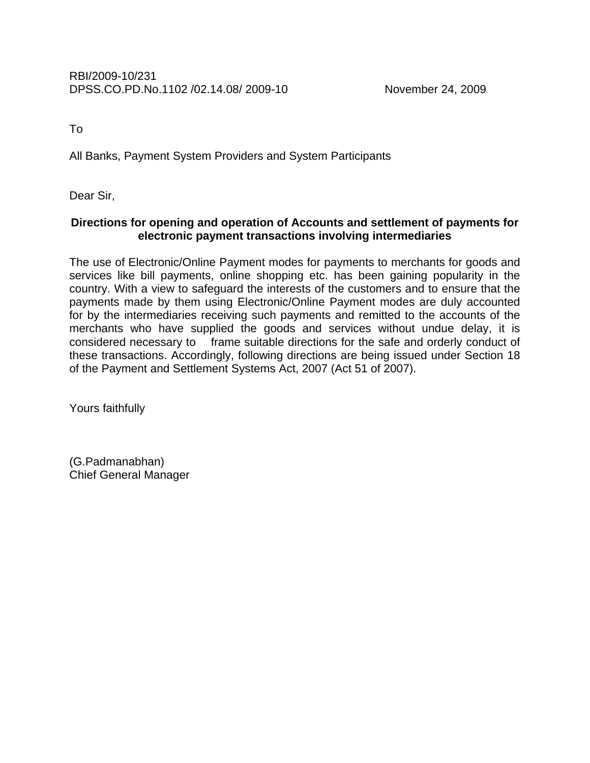RBI/2009-10/231
DPSS.CO.PD.No.1102 /02.14.08/ 2009-10 November 24, 2009

To

All Banks, Payment System Providers and System Participants

Dear Sir,

**Directions for opening and operation of Accounts and settlement of payments for electronic payment transactions involving intermediaries**

The use of Electronic/Online Payment modes for payments to merchants for goods and services like bill payments, online shopping etc. has been gaining popularity in the country. With a view to safeguard the interests of the customers and to ensure that the payments made by them using Electronic/Online Payment modes are duly accounted for by the intermediaries receiving such payments and remitted to the accounts of the merchants who have supplied the goods and services without undue delay, it is considered necessary to frame suitable directions for the safe and orderly conduct of these transactions. Accordingly, following directions are being issued under Section 18 of the Payment and Settlement Systems Act, 2007 (Act 51 of 2007).

Yours faithfully

(G.Padmanabhan)
Chief General Manager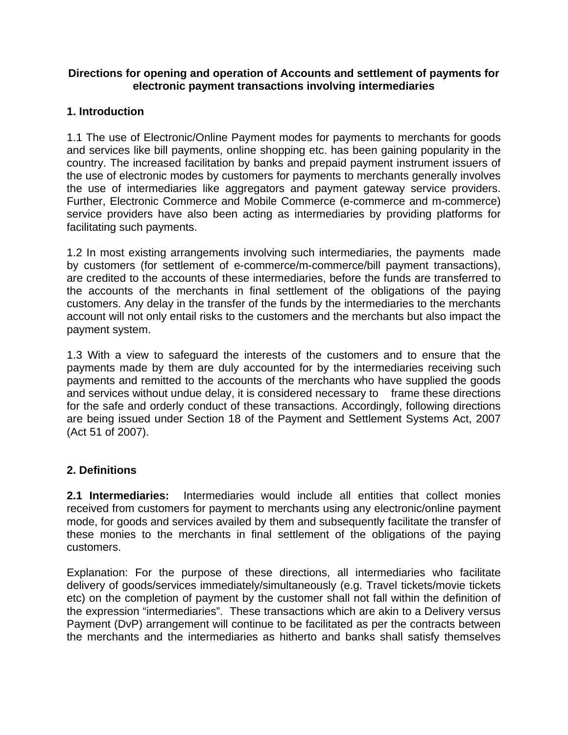**Directions for opening and operation of Accounts and settlement of payments for electronic payment transactions involving intermediaries**

## 1. Introduction

1.1 The use of Electronic/Online Payment modes for payments to merchants for goods and services like bill payments, online shopping etc. has been gaining popularity in the country. The increased facilitation by banks and prepaid payment instrument issuers of the use of electronic modes by customers for payments to merchants generally involves the use of intermediaries like aggregators and payment gateway service providers. Further, Electronic Commerce and Mobile Commerce (e-commerce and m-commerce) service providers have also been acting as intermediaries by providing platforms for facilitating such payments.

1.2 In most existing arrangements involving such intermediaries, the payments made by customers (for settlement of e-commerce/m-commerce/bill payment transactions), are credited to the accounts of these intermediaries, before the funds are transferred to the accounts of the merchants in final settlement of the obligations of the paying customers. Any delay in the transfer of the funds by the intermediaries to the merchants account will not only entail risks to the customers and the merchants but also impact the payment system.

1.3 With a view to safeguard the interests of the customers and to ensure that the payments made by them are duly accounted for by the intermediaries receiving such payments and remitted to the accounts of the merchants who have supplied the goods and services without undue delay, it is considered necessary to frame these directions for the safe and orderly conduct of these transactions. Accordingly, following directions are being issued under Section 18 of the Payment and Settlement Systems Act, 2007 (Act 51 of 2007).

## 2. Definitions

**2.1 Intermediaries:** Intermediaries would include all entities that collect monies received from customers for payment to merchants using any electronic/online payment mode, for goods and services availed by them and subsequently facilitate the transfer of these monies to the merchants in final settlement of the obligations of the paying customers.

Explanation: For the purpose of these directions, all intermediaries who facilitate delivery of goods/services immediately/simultaneously (e.g. Travel tickets/movie tickets etc) on the completion of payment by the customer shall not fall within the definition of the expression "intermediaries". These transactions which are akin to a Delivery versus Payment (DvP) arrangement will continue to be facilitated as per the contracts between the merchants and the intermediaries as hitherto and banks shall satisfy themselves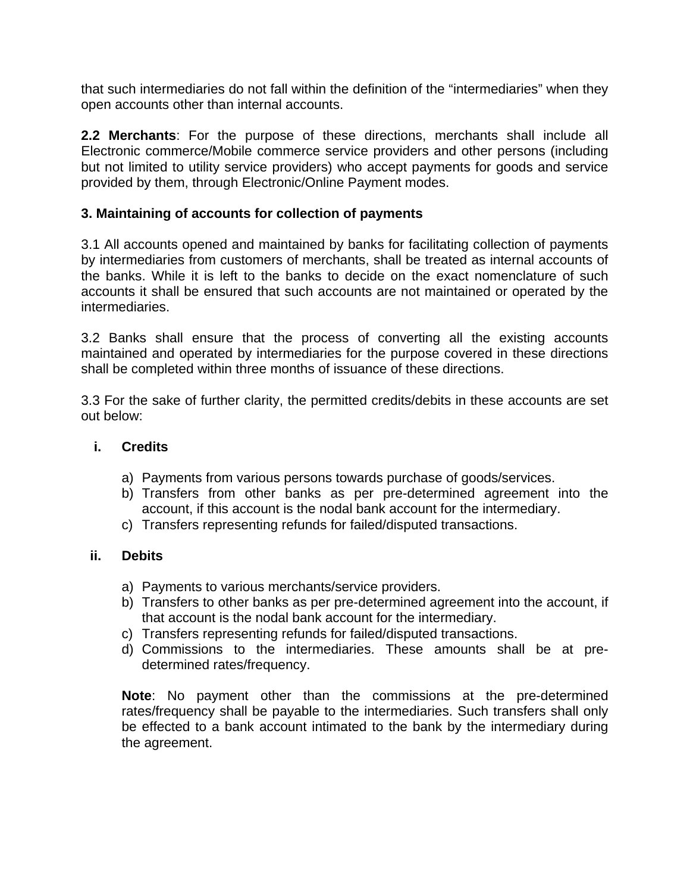that such intermediaries do not fall within the definition of the "intermediaries" when they open accounts other than internal accounts.

**2.2 Merchants**: For the purpose of these directions, merchants shall include all Electronic commerce/Mobile commerce service providers and other persons (including but not limited to utility service providers) who accept payments for goods and service provided by them, through Electronic/Online Payment modes.

**3. Maintaining of accounts for collection of payments**

3.1 All accounts opened and maintained by banks for facilitating collection of payments by intermediaries from customers of merchants, shall be treated as internal accounts of the banks. While it is left to the banks to decide on the exact nomenclature of such accounts it shall be ensured that such accounts are not maintained or operated by the intermediaries.

3.2 Banks shall ensure that the process of converting all the existing accounts maintained and operated by intermediaries for the purpose covered in these directions shall be completed within three months of issuance of these directions.

3.3 For the sake of further clarity, the permitted credits/debits in these accounts are set out below:

**i. Credits**

a) Payments from various persons towards purchase of goods/services.
b) Transfers from other banks as per pre-determined agreement into the account, if this account is the nodal bank account for the intermediary.
c) Transfers representing refunds for failed/disputed transactions.

**ii. Debits**

a) Payments to various merchants/service providers.
b) Transfers to other banks as per pre-determined agreement into the account, if that account is the nodal bank account for the intermediary.
c) Transfers representing refunds for failed/disputed transactions.
d) Commissions to the intermediaries. These amounts shall be at pre-determined rates/frequency.

**Note**: No payment other than the commissions at the pre-determined rates/frequency shall be payable to the intermediaries. Such transfers shall only be effected to a bank account intimated to the bank by the intermediary during the agreement.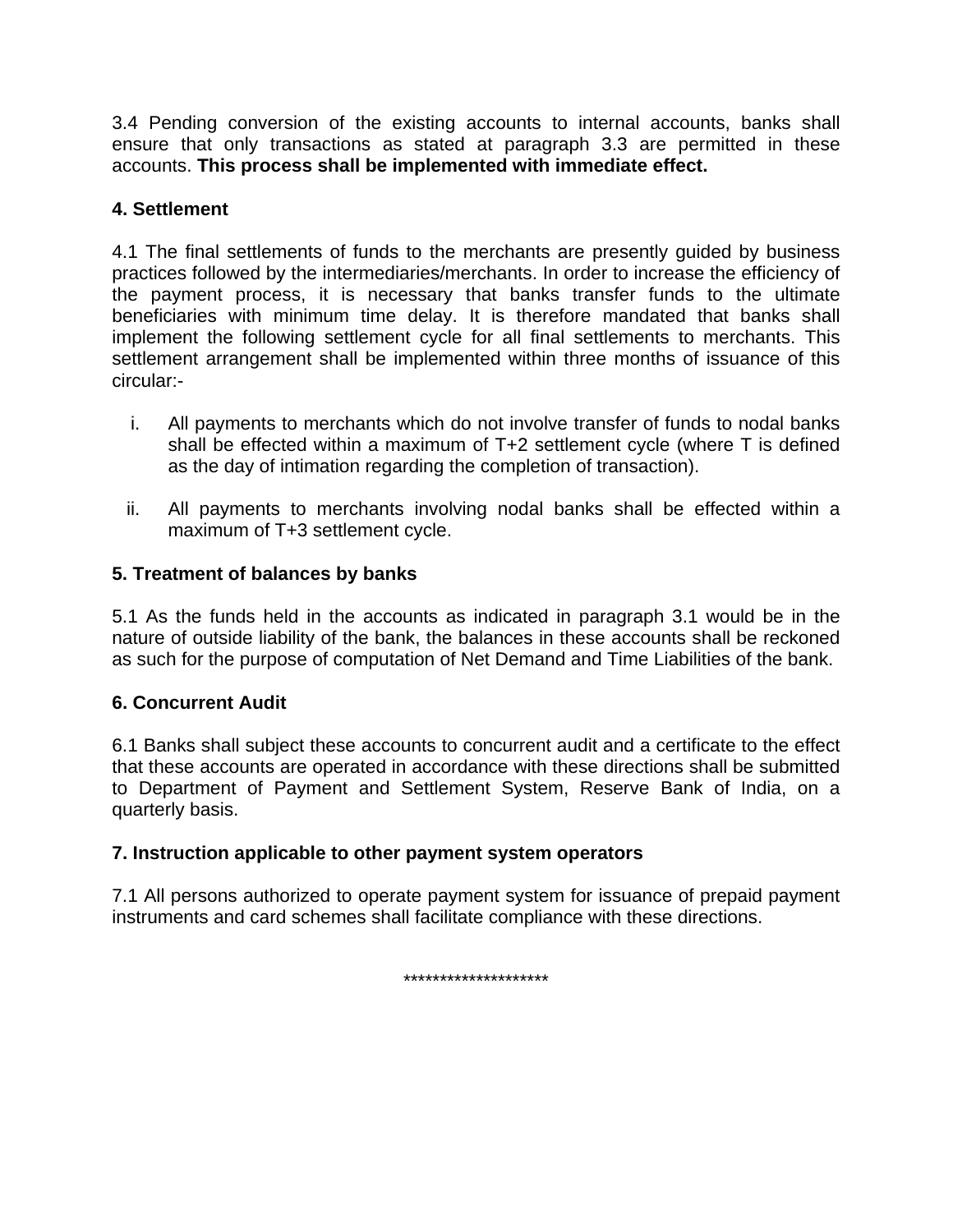3.4 Pending conversion of the existing accounts to internal accounts, banks shall ensure that only transactions as stated at paragraph 3.3 are permitted in these accounts. **This process shall be implemented with immediate effect.**

**4. Settlement**

4.1 The final settlements of funds to the merchants are presently guided by business practices followed by the intermediaries/merchants. In order to increase the efficiency of the payment process, it is necessary that banks transfer funds to the ultimate beneficiaries with minimum time delay. It is therefore mandated that banks shall implement the following settlement cycle for all final settlements to merchants. This settlement arrangement shall be implemented within three months of issuance of this circular:-

i. All payments to merchants which do not involve transfer of funds to nodal banks shall be effected within a maximum of T+2 settlement cycle (where T is defined as the day of intimation regarding the completion of transaction).

ii. All payments to merchants involving nodal banks shall be effected within a maximum of T+3 settlement cycle.

**5. Treatment of balances by banks**

5.1 As the funds held in the accounts as indicated in paragraph 3.1 would be in the nature of outside liability of the bank, the balances in these accounts shall be reckoned as such for the purpose of computation of Net Demand and Time Liabilities of the bank.

**6. Concurrent Audit**

6.1 Banks shall subject these accounts to concurrent audit and a certificate to the effect that these accounts are operated in accordance with these directions shall be submitted to Department of Payment and Settlement System, Reserve Bank of India, on a quarterly basis.

**7. Instruction applicable to other payment system operators**

7.1 All persons authorized to operate payment system for issuance of prepaid payment instruments and card schemes shall facilitate compliance with these directions.

********************